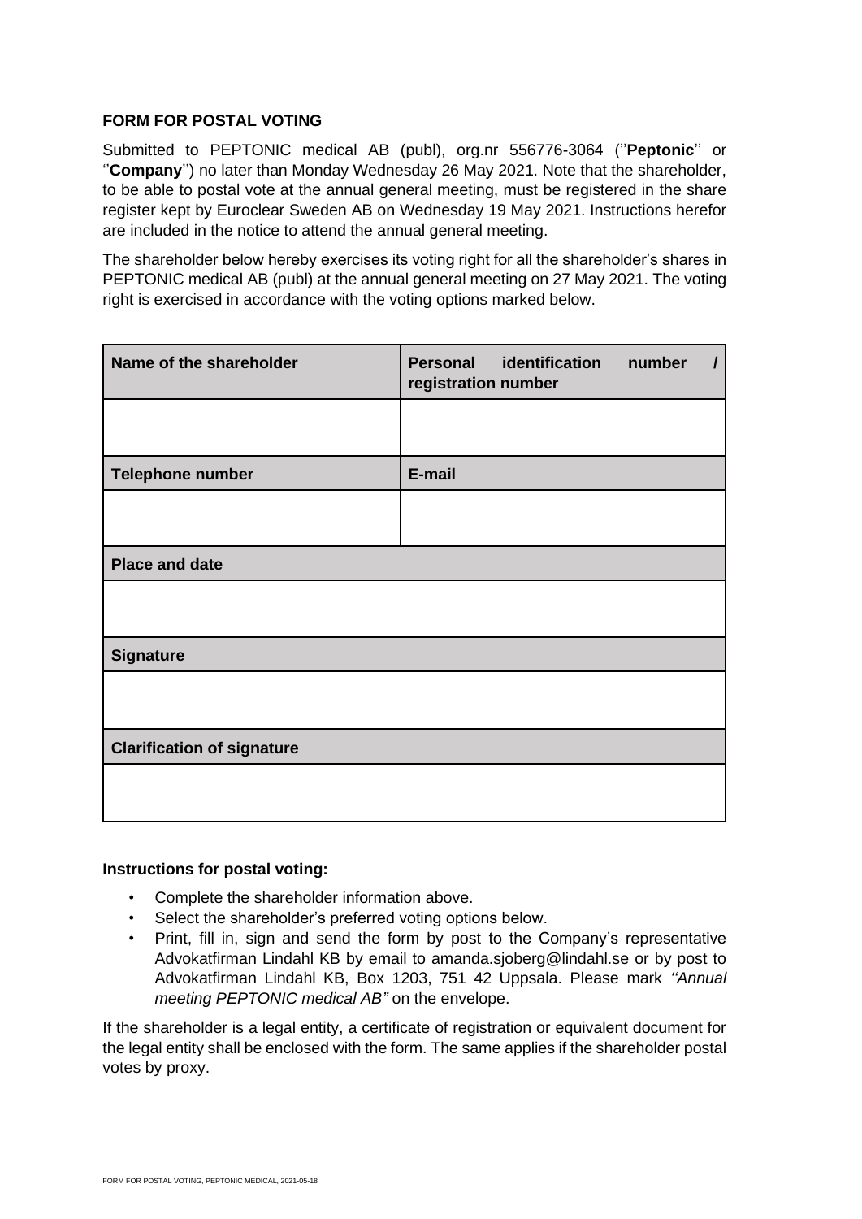**FORM FOR POSTAL VOTING**

Submitted to PEPTONIC medical AB (publ), org.nr 556776-3064 (''**Peptonic**'' or ''**Company**'') no later than Monday Wednesday 26 May 2021. Note that the shareholder, to be able to postal vote at the annual general meeting, must be registered in the share register kept by Euroclear Sweden AB on Wednesday 19 May 2021. Instructions herefor are included in the notice to attend the annual general meeting.

The shareholder below hereby exercises its voting right for all the shareholder's shares in PEPTONIC medical AB (publ) at the annual general meeting on 27 May 2021. The voting right is exercised in accordance with the voting options marked below.

| **Name of the shareholder** | **Personal identification number / registration number** |
| --- | --- |
| | |
| **Telephone number** | **E-mail** |
| | |
| **Place and date** | |
| | |
| **Signature** | |
| | |
| **Clarification of signature** | |
| | |

**Instructions for postal voting:**

- Complete the shareholder information above.
- Select the shareholder's preferred voting options below.
- Print, fill in, sign and send the form by post to the Company's representative Advokatfirman Lindahl KB by email to amanda.sjoberg@lindahl.se or by post to Advokatfirman Lindahl KB, Box 1203, 751 42 Uppsala. Please mark *''Annual meeting PEPTONIC medical AB''* on the envelope.

If the shareholder is a legal entity, a certificate of registration or equivalent document for the legal entity shall be enclosed with the form. The same applies if the shareholder postal votes by proxy.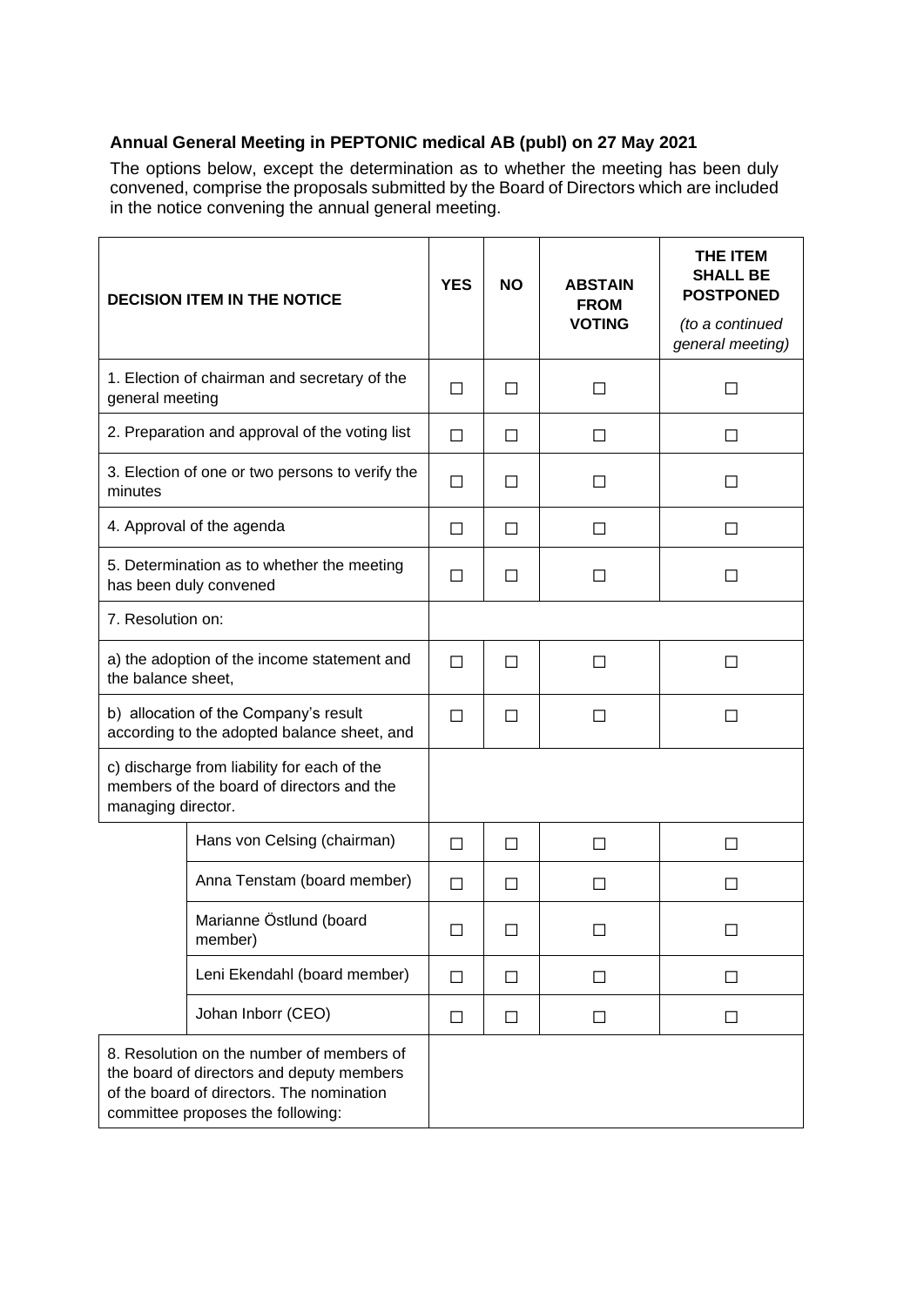**Annual General Meeting in PEPTONIC medical AB (publ) on 27 May 2021**

The options below, except the determination as to whether the meeting has been duly convened, comprise the proposals submitted by the Board of Directors which are included in the notice convening the annual general meeting.

| DECISION ITEM IN THE NOTICE | | YES | NO | ABSTAIN FROM VOTING | THE ITEM SHALL BE POSTPONED *(to a continued general meeting)* |
|---|---|---|---|---|---|
| 1. Election of chairman and secretary of the general meeting | | ☐ | ☐ | ☐ | ☐ |
| 2. Preparation and approval of the voting list | | ☐ | ☐ | ☐ | ☐ |
| 3. Election of one or two persons to verify the minutes | | ☐ | ☐ | ☐ | ☐ |
| 4. Approval of the agenda | | ☐ | ☐ | ☐ | ☐ |
| 5. Determination as to whether the meeting has been duly convened | | ☐ | ☐ | ☐ | ☐ |
| 7. Resolution on: | | | | | |
| a) the adoption of the income statement and the balance sheet, | | ☐ | ☐ | ☐ | ☐ |
| b) allocation of the Company's result according to the adopted balance sheet, and | | ☐ | ☐ | ☐ | ☐ |
| c) discharge from liability for each of the members of the board of directors and the managing director. | | | | | |
| | Hans von Celsing (chairman) | ☐ | ☐ | ☐ | ☐ |
| | Anna Tenstam (board member) | ☐ | ☐ | ☐ | ☐ |
| | Marianne Östlund (board member) | ☐ | ☐ | ☐ | ☐ |
| | Leni Ekendahl (board member) | ☐ | ☐ | ☐ | ☐ |
| | Johan Inborr (CEO) | ☐ | ☐ | ☐ | ☐ |
| 8. Resolution on the number of members of the board of directors and deputy members of the board of directors. The nomination committee proposes the following: | | | | | |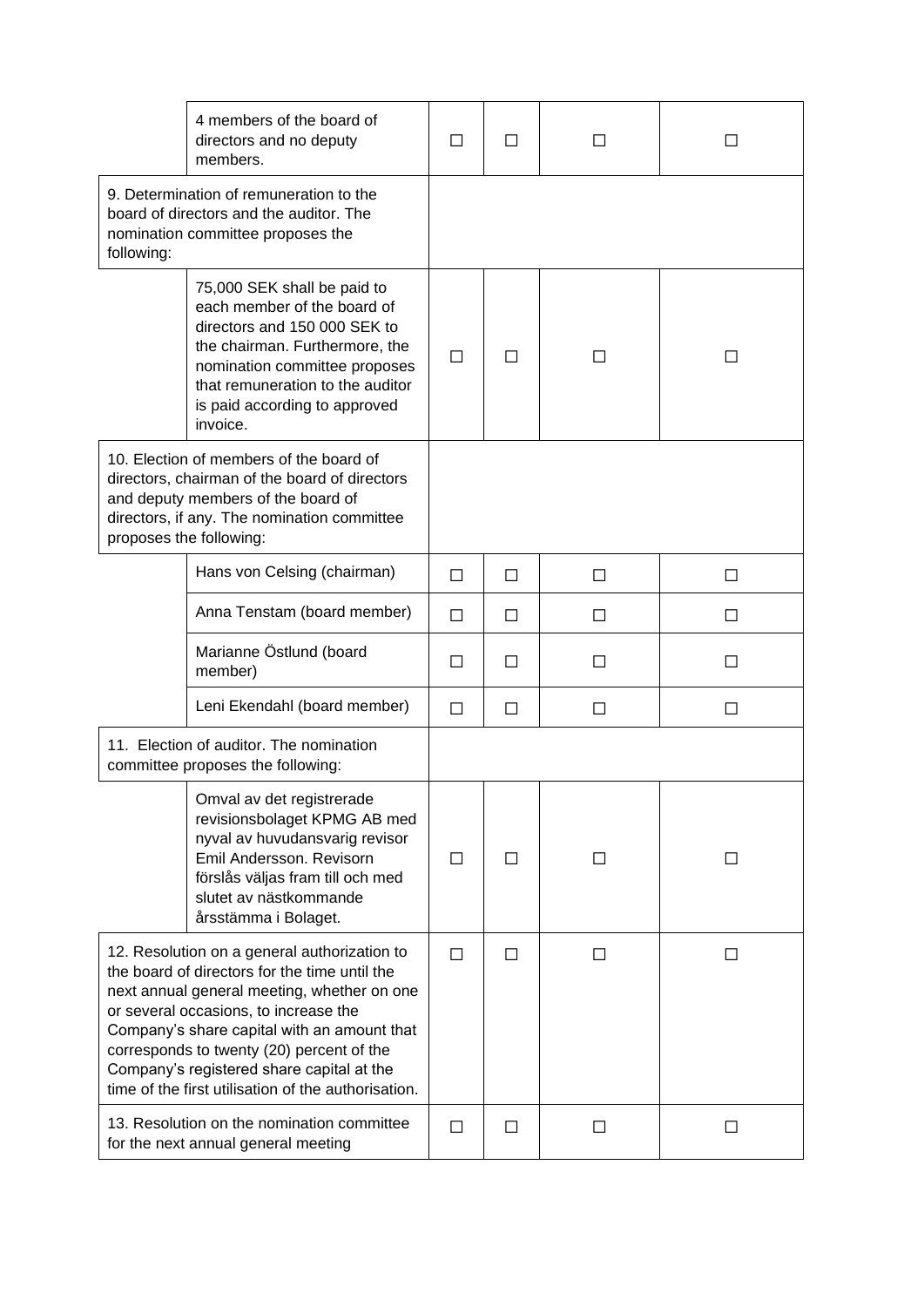| | | | | | |
|---|---|---|---|---|---|
| | 4 members of the board of directors and no deputy members. | ☐ | ☐ | ☐ | ☐ |
| 9. Determination of remuneration to the board of directors and the auditor. The nomination committee proposes the following: | | | | | |
| | 75,000 SEK shall be paid to each member of the board of directors and 150 000 SEK to the chairman. Furthermore, the nomination committee proposes that remuneration to the auditor is paid according to approved invoice. | ☐ | ☐ | ☐ | ☐ |
| 10. Election of members of the board of directors, chairman of the board of directors and deputy members of the board of directors, if any. The nomination committee proposes the following: | | | | | |
| | Hans von Celsing (chairman) | ☐ | ☐ | ☐ | ☐ |
| | Anna Tenstam (board member) | ☐ | ☐ | ☐ | ☐ |
| | Marianne Östlund (board member) | ☐ | ☐ | ☐ | ☐ |
| | Leni Ekendahl (board member) | ☐ | ☐ | ☐ | ☐ |
| 11. Election of auditor. The nomination committee proposes the following: | | | | | |
| | Omval av det registrerade revisionsbolaget KPMG AB med nyval av huvudansvarig revisor Emil Andersson. Revisorn förslås väljas fram till och med slutet av nästkommande årsstämma i Bolaget. | ☐ | ☐ | ☐ | ☐ |
| 12. Resolution on a general authorization to the board of directors for the time until the next annual general meeting, whether on one or several occasions, to increase the Company's share capital with an amount that corresponds to twenty (20) percent of the Company's registered share capital at the time of the first utilisation of the authorisation. | | ☐ | ☐ | ☐ | ☐ |
| 13. Resolution on the nomination committee for the next annual general meeting | | ☐ | ☐ | ☐ | ☐ |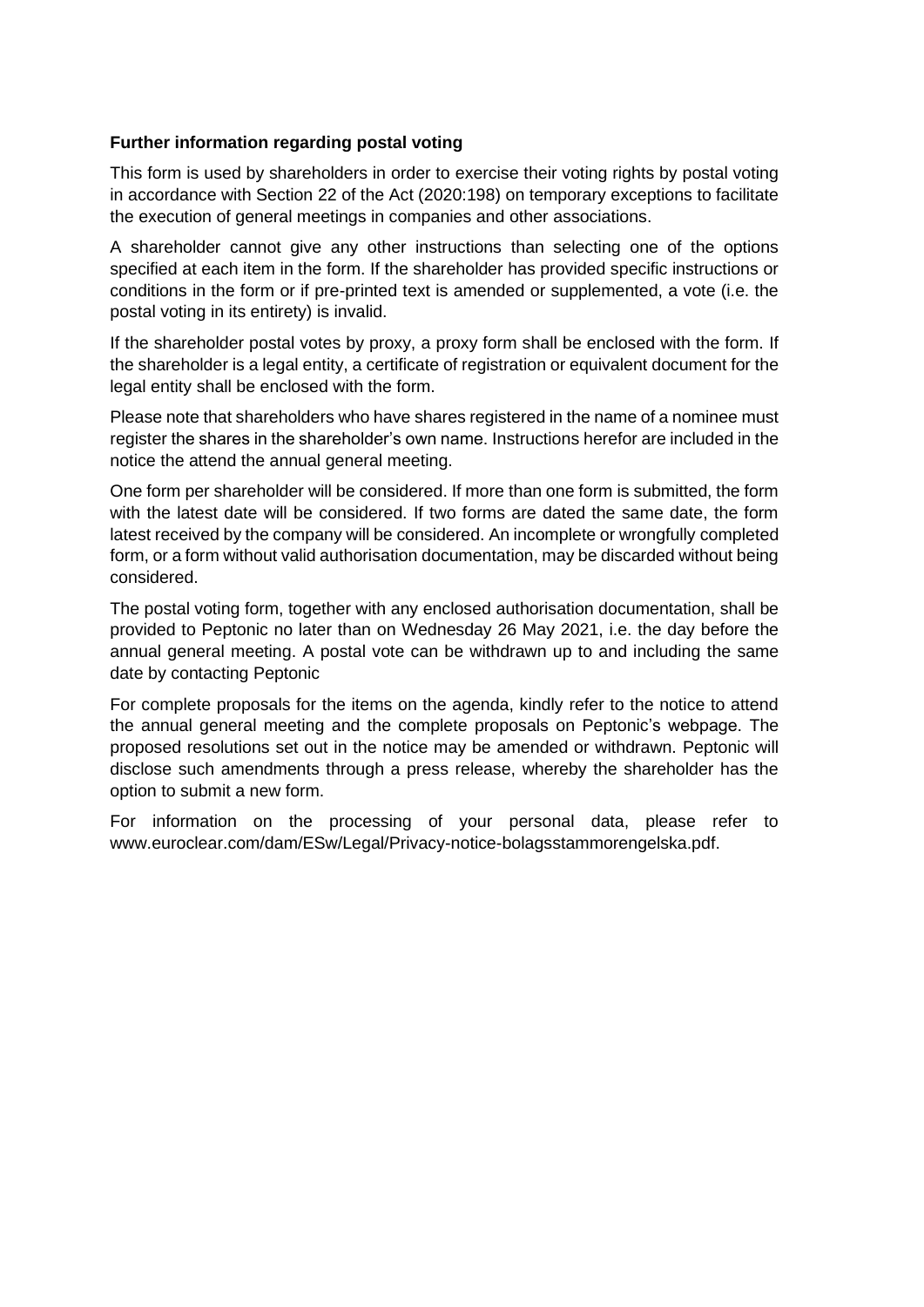**Further information regarding postal voting**

This form is used by shareholders in order to exercise their voting rights by postal voting in accordance with Section 22 of the Act (2020:198) on temporary exceptions to facilitate the execution of general meetings in companies and other associations.

A shareholder cannot give any other instructions than selecting one of the options specified at each item in the form. If the shareholder has provided specific instructions or conditions in the form or if pre-printed text is amended or supplemented, a vote (i.e. the postal voting in its entirety) is invalid.

If the shareholder postal votes by proxy, a proxy form shall be enclosed with the form. If the shareholder is a legal entity, a certificate of registration or equivalent document for the legal entity shall be enclosed with the form.

Please note that shareholders who have shares registered in the name of a nominee must register the shares in the shareholder's own name. Instructions herefor are included in the notice the attend the annual general meeting.

One form per shareholder will be considered. If more than one form is submitted, the form with the latest date will be considered. If two forms are dated the same date, the form latest received by the company will be considered. An incomplete or wrongfully completed form, or a form without valid authorisation documentation, may be discarded without being considered.

The postal voting form, together with any enclosed authorisation documentation, shall be provided to Peptonic no later than on Wednesday 26 May 2021, i.e. the day before the annual general meeting. A postal vote can be withdrawn up to and including the same date by contacting Peptonic

For complete proposals for the items on the agenda, kindly refer to the notice to attend the annual general meeting and the complete proposals on Peptonic's webpage. The proposed resolutions set out in the notice may be amended or withdrawn. Peptonic will disclose such amendments through a press release, whereby the shareholder has the option to submit a new form.

For information on the processing of your personal data, please refer to www.euroclear.com/dam/ESw/Legal/Privacy-notice-bolagsstammorengelska.pdf.